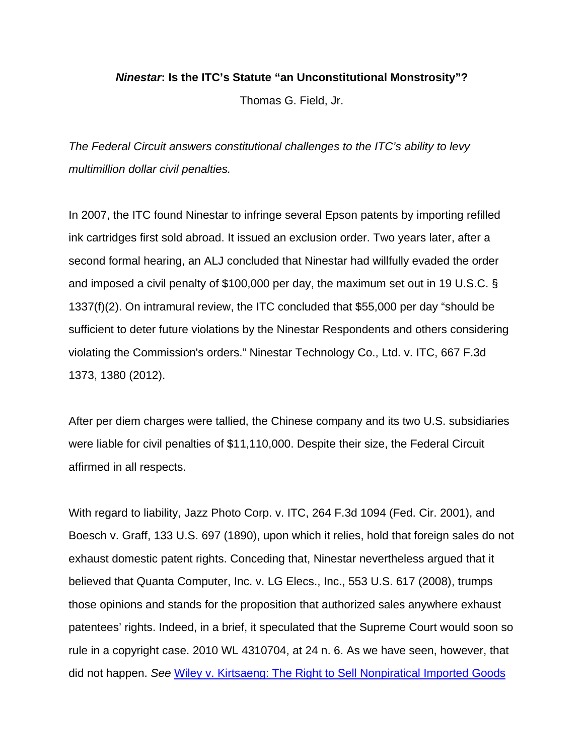# *Ninestar*: Is the ITC's Statute "an Unconstitutional Monstrosity"?

Thomas G. Field, Jr.

*The Federal Circuit answers constitutional challenges to the ITC's ability to levy multimillion dollar civil penalties.*

In 2007, the ITC found Ninestar to infringe several Epson patents by importing refilled ink cartridges first sold abroad. It issued an exclusion order. Two years later, after a second formal hearing, an ALJ concluded that Ninestar had willfully evaded the order and imposed a civil penalty of $100,000 per day, the maximum set out in 19 U.S.C. § 1337(f)(2). On intramural review, the ITC concluded that $55,000 per day "should be sufficient to deter future violations by the Ninestar Respondents and others considering violating the Commission's orders." Ninestar Technology Co., Ltd. v. ITC, 667 F.3d 1373, 1380 (2012).

After per diem charges were tallied, the Chinese company and its two U.S. subsidiaries were liable for civil penalties of $11,110,000. Despite their size, the Federal Circuit affirmed in all respects.

With regard to liability, Jazz Photo Corp. v. ITC, 264 F.3d 1094 (Fed. Cir. 2001), and Boesch v. Graff, 133 U.S. 697 (1890), upon which it relies, hold that foreign sales do not exhaust domestic patent rights. Conceding that, Ninestar nevertheless argued that it believed that Quanta Computer, Inc. v. LG Elecs., Inc., 553 U.S. 617 (2008), trumps those opinions and stands for the proposition that authorized sales anywhere exhaust patentees' rights. Indeed, in a brief, it speculated that the Supreme Court would soon so rule in a copyright case. 2010 WL 4310704, at 24 n. 6. As we have seen, however, that did not happen. *See* Wiley v. Kirtsaeng: The Right to Sell Nonpiratical Imported Goods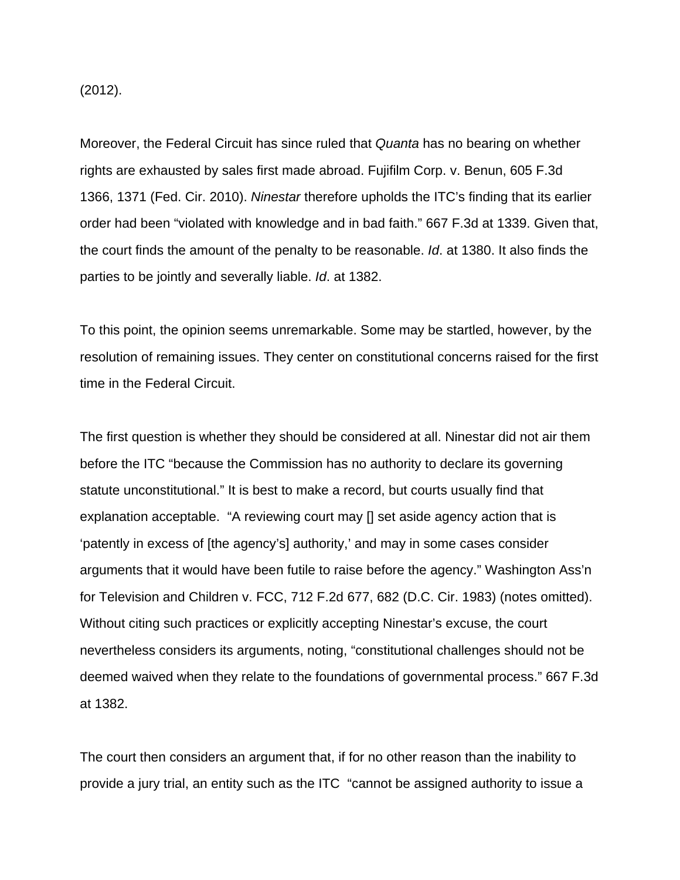(2012).

Moreover, the Federal Circuit has since ruled that *Quanta* has no bearing on whether rights are exhausted by sales first made abroad. Fujifilm Corp. v. Benun, 605 F.3d 1366, 1371 (Fed. Cir. 2010). *Ninestar* therefore upholds the ITC's finding that its earlier order had been "violated with knowledge and in bad faith." 667 F.3d at 1339. Given that, the court finds the amount of the penalty to be reasonable. *Id*. at 1380. It also finds the parties to be jointly and severally liable. *Id*. at 1382.

To this point, the opinion seems unremarkable. Some may be startled, however, by the resolution of remaining issues. They center on constitutional concerns raised for the first time in the Federal Circuit.

The first question is whether they should be considered at all. Ninestar did not air them before the ITC "because the Commission has no authority to declare its governing statute unconstitutional." It is best to make a record, but courts usually find that explanation acceptable. "A reviewing court may [] set aside agency action that is 'patently in excess of [the agency's] authority,' and may in some cases consider arguments that it would have been futile to raise before the agency." Washington Ass'n for Television and Children v. FCC, 712 F.2d 677, 682 (D.C. Cir. 1983) (notes omitted). Without citing such practices or explicitly accepting Ninestar's excuse, the court nevertheless considers its arguments, noting, "constitutional challenges should not be deemed waived when they relate to the foundations of governmental process." 667 F.3d at 1382.

The court then considers an argument that, if for no other reason than the inability to provide a jury trial, an entity such as the ITC "cannot be assigned authority to issue a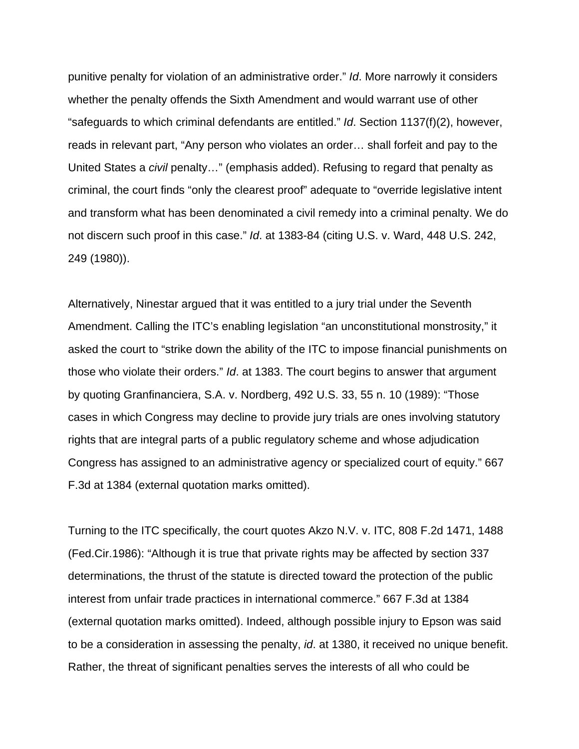punitive penalty for violation of an administrative order." *Id*. More narrowly it considers whether the penalty offends the Sixth Amendment and would warrant use of other "safeguards to which criminal defendants are entitled." *Id*. Section 1137(f)(2), however, reads in relevant part, "Any person who violates an order… shall forfeit and pay to the United States a *civil* penalty…" (emphasis added). Refusing to regard that penalty as criminal, the court finds "only the clearest proof" adequate to "override legislative intent and transform what has been denominated a civil remedy into a criminal penalty. We do not discern such proof in this case." *Id*. at 1383-84 (citing U.S. v. Ward, 448 U.S. 242, 249 (1980)).

Alternatively, Ninestar argued that it was entitled to a jury trial under the Seventh Amendment. Calling the ITC's enabling legislation "an unconstitutional monstrosity," it asked the court to "strike down the ability of the ITC to impose financial punishments on those who violate their orders." *Id*. at 1383. The court begins to answer that argument by quoting Granfinanciera, S.A. v. Nordberg, 492 U.S. 33, 55 n. 10 (1989): "Those cases in which Congress may decline to provide jury trials are ones involving statutory rights that are integral parts of a public regulatory scheme and whose adjudication Congress has assigned to an administrative agency or specialized court of equity." 667 F.3d at 1384 (external quotation marks omitted).

Turning to the ITC specifically, the court quotes Akzo N.V. v. ITC, 808 F.2d 1471, 1488 (Fed.Cir.1986): "Although it is true that private rights may be affected by section 337 determinations, the thrust of the statute is directed toward the protection of the public interest from unfair trade practices in international commerce." 667 F.3d at 1384 (external quotation marks omitted). Indeed, although possible injury to Epson was said to be a consideration in assessing the penalty, *id*. at 1380, it received no unique benefit. Rather, the threat of significant penalties serves the interests of all who could be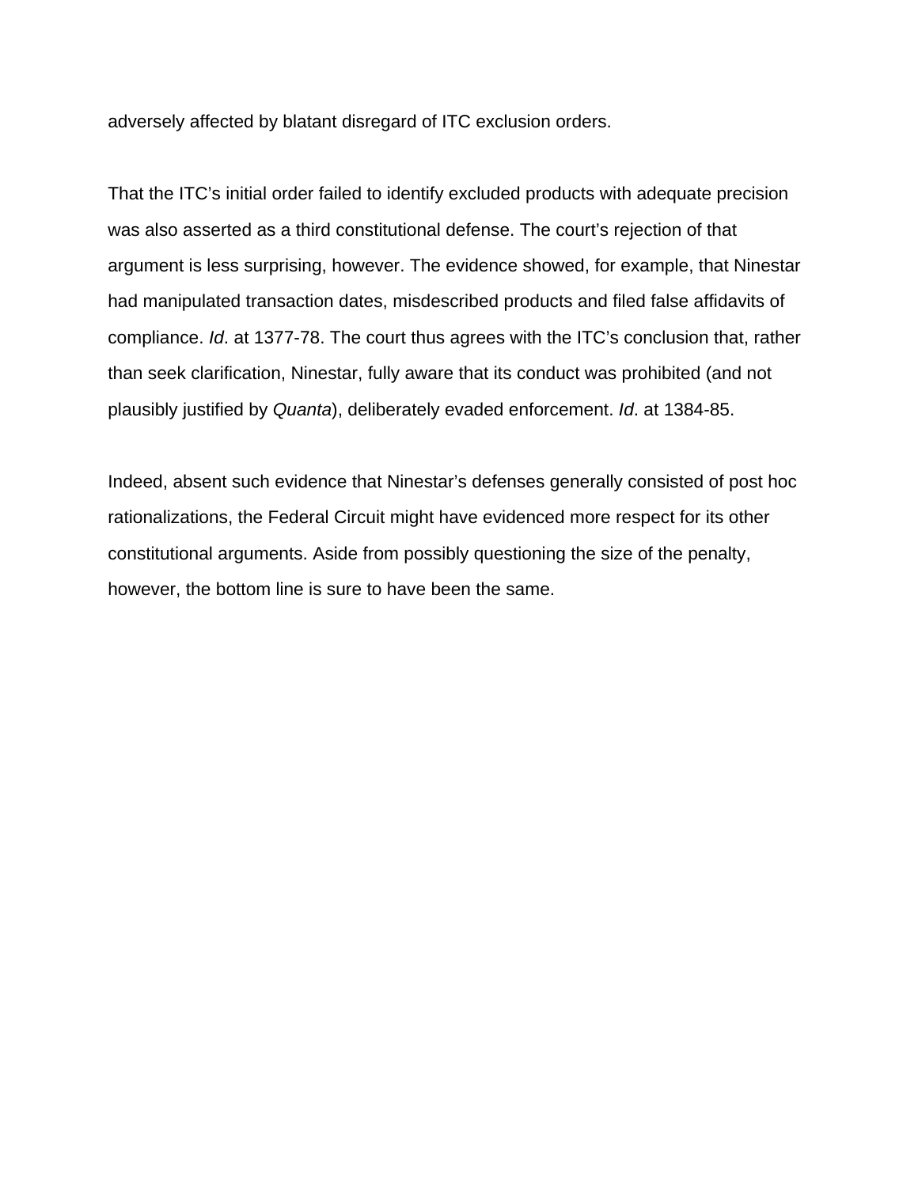adversely affected by blatant disregard of ITC exclusion orders.

That the ITC's initial order failed to identify excluded products with adequate precision was also asserted as a third constitutional defense. The court's rejection of that argument is less surprising, however. The evidence showed, for example, that Ninestar had manipulated transaction dates, misdescribed products and filed false affidavits of compliance. *Id*. at 1377-78. The court thus agrees with the ITC's conclusion that, rather than seek clarification, Ninestar, fully aware that its conduct was prohibited (and not plausibly justified by *Quanta*), deliberately evaded enforcement. *Id*. at 1384-85.

Indeed, absent such evidence that Ninestar's defenses generally consisted of post hoc rationalizations, the Federal Circuit might have evidenced more respect for its other constitutional arguments. Aside from possibly questioning the size of the penalty, however, the bottom line is sure to have been the same.